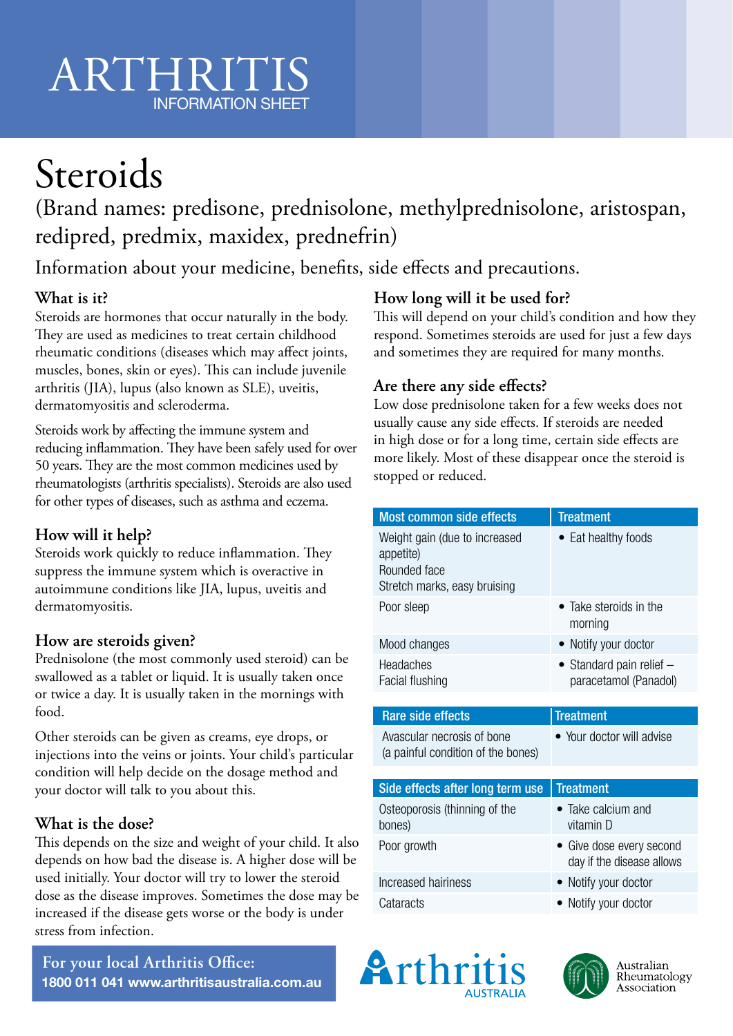# ARTHRITIS
INFORMATION SHEET

# Steroids

## (Brand names: predisone, prednisolone, methylprednisolone, aristospan, redipred, predmix, maxidex, prednefrin)

Information about your medicine, benefits, side effects and precautions.

### What is it?

Steroids are hormones that occur naturally in the body. They are used as medicines to treat certain childhood rheumatic conditions (diseases which may affect joints, muscles, bones, skin or eyes). This can include juvenile arthritis (JIA), lupus (also known as SLE), uveitis, dermatomyositis and scleroderma.

Steroids work by affecting the immune system and reducing inflammation. They have been safely used for over 50 years. They are the most common medicines used by rheumatologists (arthritis specialists). Steroids are also used for other types of diseases, such as asthma and eczema.

### How will it help?

Steroids work quickly to reduce inflammation. They suppress the immune system which is overactive in autoimmune conditions like JIA, lupus, uveitis and dermatomyositis.

### How are steroids given?

Prednisolone (the most commonly used steroid) can be swallowed as a tablet or liquid. It is usually taken once or twice a day. It is usually taken in the mornings with food.

Other steroids can be given as creams, eye drops, or injections into the veins or joints. Your child's particular condition will help decide on the dosage method and your doctor will talk to you about this.

### What is the dose?

This depends on the size and weight of your child. It also depends on how bad the disease is. A higher dose will be used initially. Your doctor will try to lower the steroid dose as the disease improves. Sometimes the dose may be increased if the disease gets worse or the body is under stress from infection.

### How long will it be used for?

This will depend on your child's condition and how they respond. Sometimes steroids are used for just a few days and sometimes they are required for many months.

### Are there any side effects?

Low dose prednisolone taken for a few weeks does not usually cause any side effects. If steroids are needed in high dose or for a long time, certain side effects are more likely. Most of these disappear once the steroid is stopped or reduced.

| Most common side effects | Treatment |
|---|---|
| Weight gain (due to increased appetite)<br>Rounded face<br>Stretch marks, easy bruising | • Eat healthy foods |
| Poor sleep | • Take steroids in the morning |
| Mood changes | • Notify your doctor |
| Headaches<br>Facial flushing | • Standard pain relief – paracetamol (Panadol) |

| Rare side effects | Treatment |
|---|---|
| Avascular necrosis of bone (a painful condition of the bones) | • Your doctor will advise |

| Side effects after long term use | Treatment |
|---|---|
| Osteoporosis (thinning of the bones) | • Take calcium and vitamin D |
| Poor growth | • Give dose every second day if the disease allows |
| Increased hairiness | • Notify your doctor |
| Cataracts | • Notify your doctor |

**For your local Arthritis Office:**
**1800 011 041 www.arthritisaustralia.com.au**

Arthritis Australia

Australian Rheumatology Association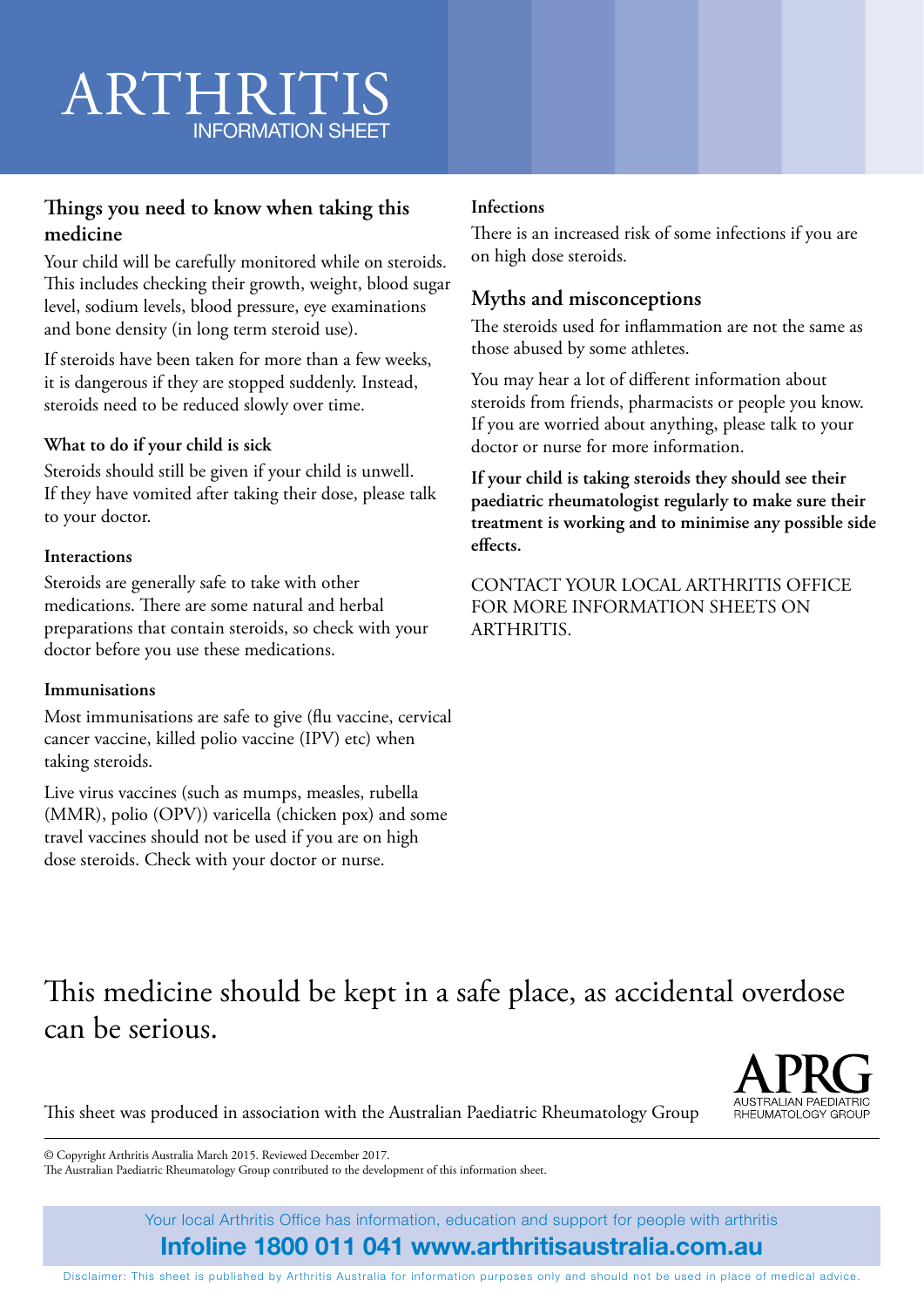# ARTHRITIS
INFORMATION SHEET

## Things you need to know when taking this medicine

Your child will be carefully monitored while on steroids. This includes checking their growth, weight, blood sugar level, sodium levels, blood pressure, eye examinations and bone density (in long term steroid use).

If steroids have been taken for more than a few weeks, it is dangerous if they are stopped suddenly. Instead, steroids need to be reduced slowly over time.

### What to do if your child is sick

Steroids should still be given if your child is unwell. If they have vomited after taking their dose, please talk to your doctor.

### Interactions

Steroids are generally safe to take with other medications. There are some natural and herbal preparations that contain steroids, so check with your doctor before you use these medications.

### Immunisations

Most immunisations are safe to give (flu vaccine, cervical cancer vaccine, killed polio vaccine (IPV) etc) when taking steroids.

Live virus vaccines (such as mumps, measles, rubella (MMR), polio (OPV)) varicella (chicken pox) and some travel vaccines should not be used if you are on high dose steroids. Check with your doctor or nurse.

### Infections

There is an increased risk of some infections if you are on high dose steroids.

## Myths and misconceptions

The steroids used for inflammation are not the same as those abused by some athletes.

You may hear a lot of different information about steroids from friends, pharmacists or people you know. If you are worried about anything, please talk to your doctor or nurse for more information.

**If your child is taking steroids they should see their paediatric rheumatologist regularly to make sure their treatment is working and to minimise any possible side effects.**

CONTACT YOUR LOCAL ARTHRITIS OFFICE FOR MORE INFORMATION SHEETS ON ARTHRITIS.

This medicine should be kept in a safe place, as accidental overdose can be serious.

This sheet was produced in association with the Australian Paediatric Rheumatology Group

APRG AUSTRALIAN PAEDIATRIC RHEUMATOLOGY GROUP

© Copyright Arthritis Australia March 2015. Reviewed December 2017.
The Australian Paediatric Rheumatology Group contributed to the development of this information sheet.

Your local Arthritis Office has information, education and support for people with arthritis

**Infoline 1800 011 041 www.arthritisaustralia.com.au**

Disclaimer: This sheet is published by Arthritis Australia for information purposes only and should not be used in place of medical advice.